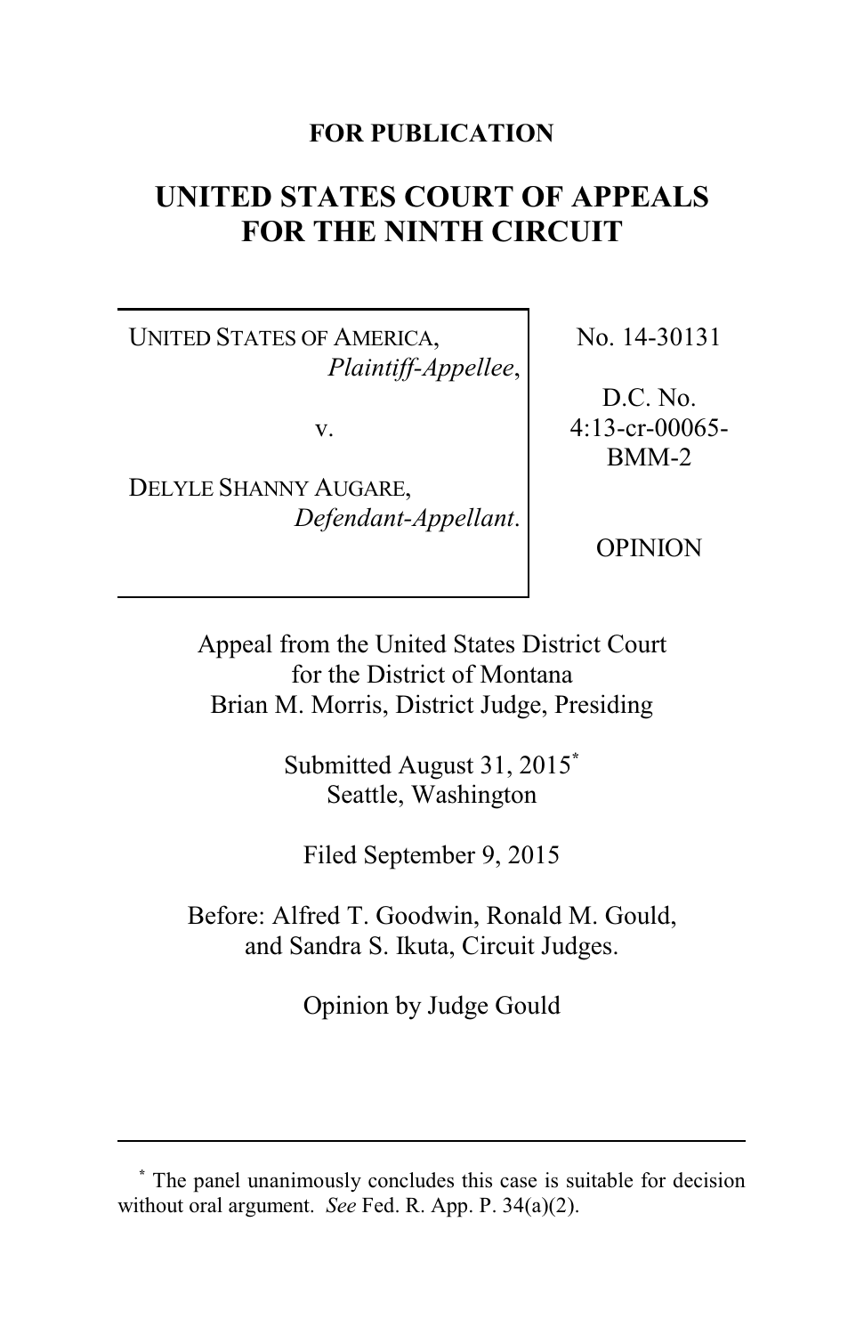**FOR PUBLICATION**

# UNITED STATES COURT OF APPEALS FOR THE NINTH CIRCUIT

| | |
|---|---|
| UNITED STATES OF AMERICA, *Plaintiff-Appellee*, v. DELYLE SHANNY AUGARE, *Defendant-Appellant*. | No. 14-30131 D.C. No. 4:13-cr-00065-BMM-2 OPINION |

Appeal from the United States District Court for the District of Montana
Brian M. Morris, District Judge, Presiding

Submitted August 31, 2015[*]
Seattle, Washington

Filed September 9, 2015

Before: Alfred T. Goodwin, Ronald M. Gould, and Sandra S. Ikuta, Circuit Judges.

Opinion by Judge Gould

---

[*] The panel unanimously concludes this case is suitable for decision without oral argument. *See* Fed. R. App. P. 34(a)(2).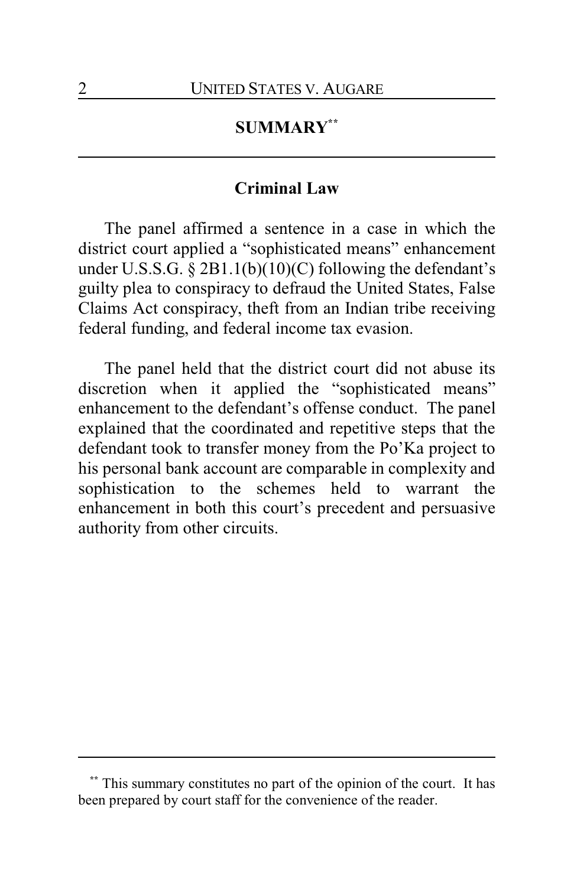## SUMMARY[**]

### Criminal Law

The panel affirmed a sentence in a case in which the district court applied a "sophisticated means" enhancement under U.S.S.G. § 2B1.1(b)(10)(C) following the defendant's guilty plea to conspiracy to defraud the United States, False Claims Act conspiracy, theft from an Indian tribe receiving federal funding, and federal income tax evasion.

The panel held that the district court did not abuse its discretion when it applied the "sophisticated means" enhancement to the defendant's offense conduct. The panel explained that the coordinated and repetitive steps that the defendant took to transfer money from the Po'Ka project to his personal bank account are comparable in complexity and sophistication to the schemes held to warrant the enhancement in both this court's precedent and persuasive authority from other circuits.

---

[**] This summary constitutes no part of the opinion of the court. It has been prepared by court staff for the convenience of the reader.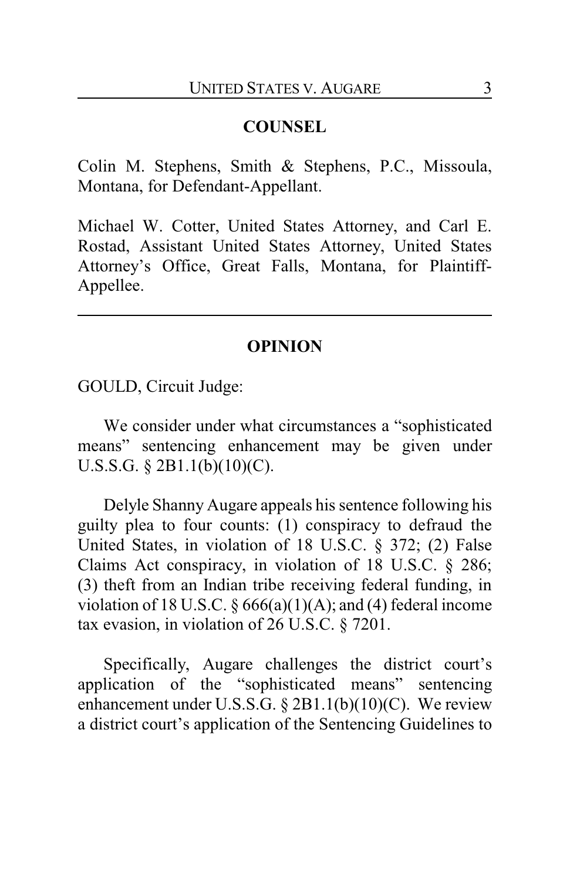## COUNSEL

Colin M. Stephens, Smith & Stephens, P.C., Missoula, Montana, for Defendant-Appellant.

Michael W. Cotter, United States Attorney, and Carl E. Rostad, Assistant United States Attorney, United States Attorney's Office, Great Falls, Montana, for Plaintiff-Appellee.

---

## OPINION

GOULD, Circuit Judge:

We consider under what circumstances a "sophisticated means" sentencing enhancement may be given under U.S.S.G. § 2B1.1(b)(10)(C).

Delyle Shanny Augare appeals his sentence following his guilty plea to four counts: (1) conspiracy to defraud the United States, in violation of 18 U.S.C. § 372; (2) False Claims Act conspiracy, in violation of 18 U.S.C. § 286; (3) theft from an Indian tribe receiving federal funding, in violation of 18 U.S.C. § 666(a)(1)(A); and (4) federal income tax evasion, in violation of 26 U.S.C. § 7201.

Specifically, Augare challenges the district court's application of the "sophisticated means" sentencing enhancement under U.S.S.G. § 2B1.1(b)(10)(C). We review a district court's application of the Sentencing Guidelines to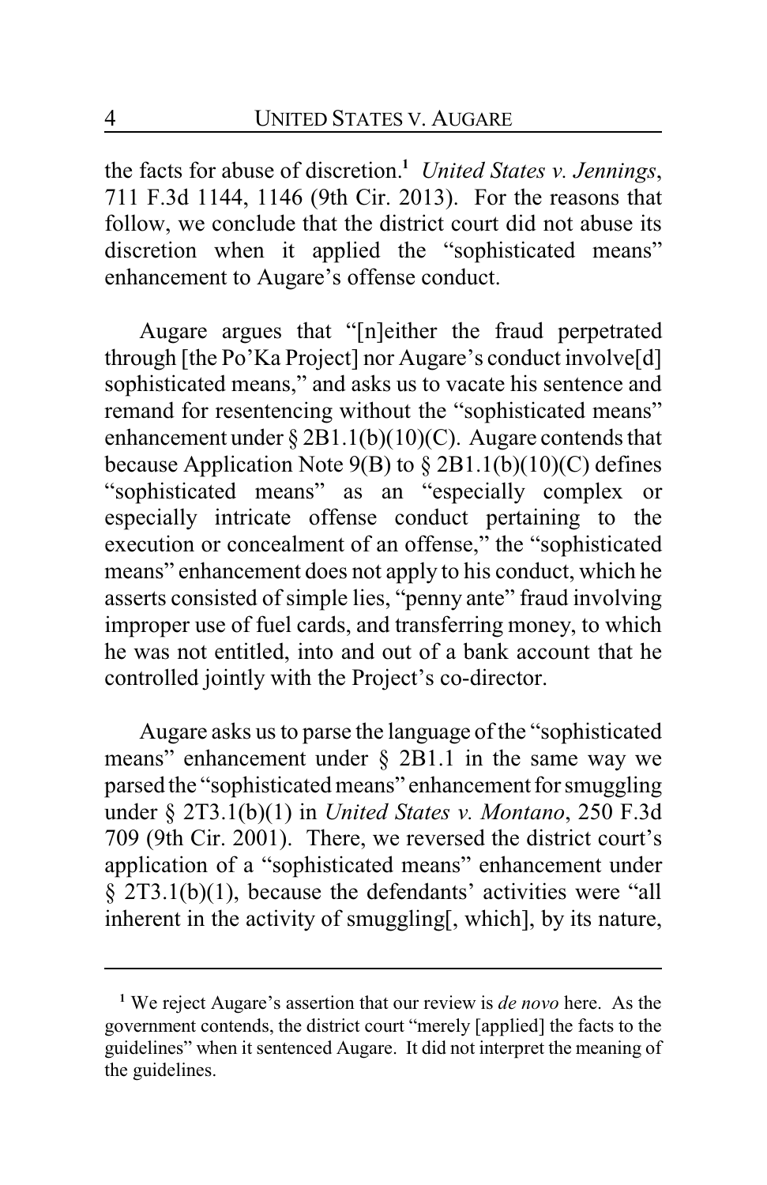the facts for abuse of discretion.[1] *United States v. Jennings*, 711 F.3d 1144, 1146 (9th Cir. 2013). For the reasons that follow, we conclude that the district court did not abuse its discretion when it applied the "sophisticated means" enhancement to Augare's offense conduct.

Augare argues that "[n]either the fraud perpetrated through [the Po'Ka Project] nor Augare's conduct involve[d] sophisticated means," and asks us to vacate his sentence and remand for resentencing without the "sophisticated means" enhancement under § 2B1.1(b)(10)(C). Augare contends that because Application Note 9(B) to § 2B1.1(b)(10)(C) defines "sophisticated means" as an "especially complex or especially intricate offense conduct pertaining to the execution or concealment of an offense," the "sophisticated means" enhancement does not apply to his conduct, which he asserts consisted of simple lies, "penny ante" fraud involving improper use of fuel cards, and transferring money, to which he was not entitled, into and out of a bank account that he controlled jointly with the Project's co-director.

Augare asks us to parse the language of the "sophisticated means" enhancement under § 2B1.1 in the same way we parsed the "sophisticated means" enhancement for smuggling under § 2T3.1(b)(1) in *United States v. Montano*, 250 F.3d 709 (9th Cir. 2001). There, we reversed the district court's application of a "sophisticated means" enhancement under § 2T3.1(b)(1), because the defendants' activities were "all inherent in the activity of smuggling[, which], by its nature,

---

[1] We reject Augare's assertion that our review is *de novo* here. As the government contends, the district court "merely [applied] the facts to the guidelines" when it sentenced Augare. It did not interpret the meaning of the guidelines.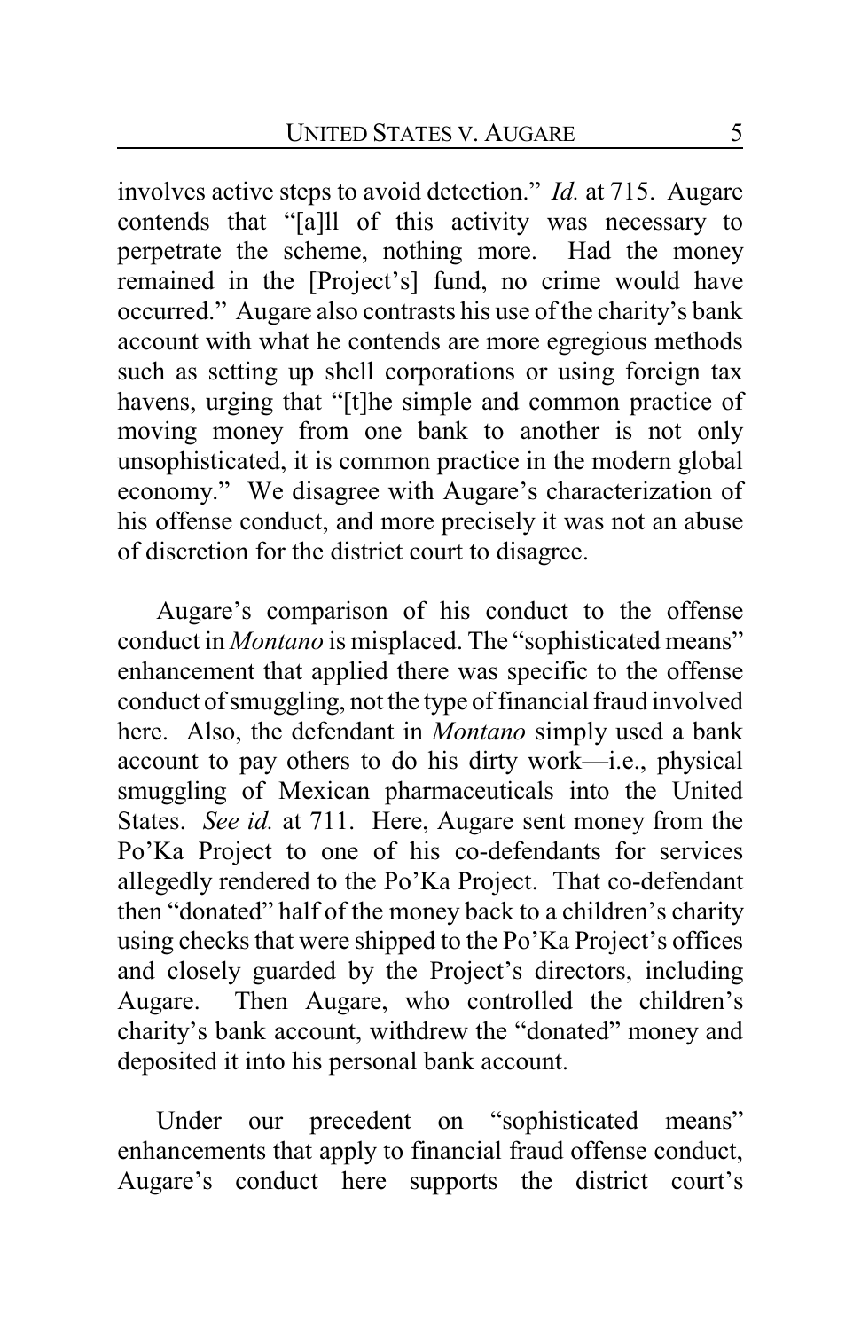involves active steps to avoid detection." *Id.* at 715. Augare contends that "[a]ll of this activity was necessary to perpetrate the scheme, nothing more. Had the money remained in the [Project's] fund, no crime would have occurred." Augare also contrasts his use of the charity's bank account with what he contends are more egregious methods such as setting up shell corporations or using foreign tax havens, urging that "[t]he simple and common practice of moving money from one bank to another is not only unsophisticated, it is common practice in the modern global economy." We disagree with Augare's characterization of his offense conduct, and more precisely it was not an abuse of discretion for the district court to disagree.

Augare's comparison of his conduct to the offense conduct in *Montano* is misplaced. The "sophisticated means" enhancement that applied there was specific to the offense conduct of smuggling, not the type of financial fraud involved here. Also, the defendant in *Montano* simply used a bank account to pay others to do his dirty work—i.e., physical smuggling of Mexican pharmaceuticals into the United States. *See id.* at 711. Here, Augare sent money from the Po'Ka Project to one of his co-defendants for services allegedly rendered to the Po'Ka Project. That co-defendant then "donated" half of the money back to a children's charity using checks that were shipped to the Po'Ka Project's offices and closely guarded by the Project's directors, including Augare. Then Augare, who controlled the children's charity's bank account, withdrew the "donated" money and deposited it into his personal bank account.

Under our precedent on "sophisticated means" enhancements that apply to financial fraud offense conduct, Augare's conduct here supports the district court's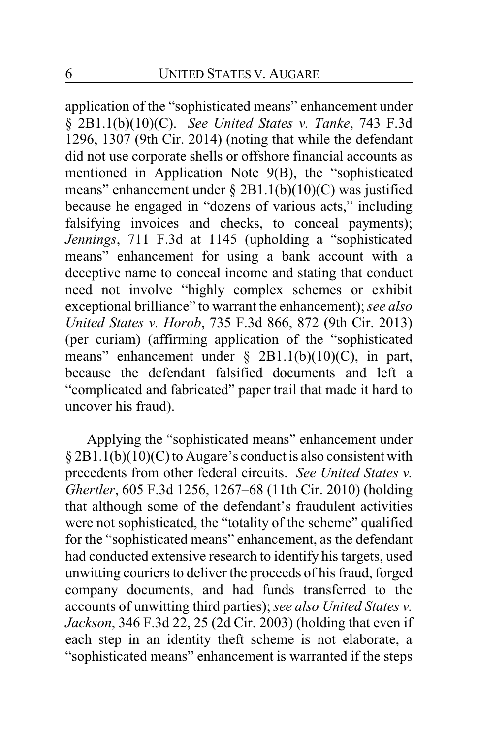application of the "sophisticated means" enhancement under § 2B1.1(b)(10)(C). *See United States v. Tanke*, 743 F.3d 1296, 1307 (9th Cir. 2014) (noting that while the defendant did not use corporate shells or offshore financial accounts as mentioned in Application Note 9(B), the "sophisticated means" enhancement under § 2B1.1(b)(10)(C) was justified because he engaged in "dozens of various acts," including falsifying invoices and checks, to conceal payments); *Jennings*, 711 F.3d at 1145 (upholding a "sophisticated means" enhancement for using a bank account with a deceptive name to conceal income and stating that conduct need not involve "highly complex schemes or exhibit exceptional brilliance" to warrant the enhancement); *see also United States v. Horob*, 735 F.3d 866, 872 (9th Cir. 2013) (per curiam) (affirming application of the "sophisticated means" enhancement under § 2B1.1(b)(10)(C), in part, because the defendant falsified documents and left a "complicated and fabricated" paper trail that made it hard to uncover his fraud).

Applying the "sophisticated means" enhancement under § 2B1.1(b)(10)(C) to Augare's conduct is also consistent with precedents from other federal circuits. *See United States v. Ghertler*, 605 F.3d 1256, 1267–68 (11th Cir. 2010) (holding that although some of the defendant's fraudulent activities were not sophisticated, the "totality of the scheme" qualified for the "sophisticated means" enhancement, as the defendant had conducted extensive research to identify his targets, used unwitting couriers to deliver the proceeds of his fraud, forged company documents, and had funds transferred to the accounts of unwitting third parties); *see also United States v. Jackson*, 346 F.3d 22, 25 (2d Cir. 2003) (holding that even if each step in an identity theft scheme is not elaborate, a "sophisticated means" enhancement is warranted if the steps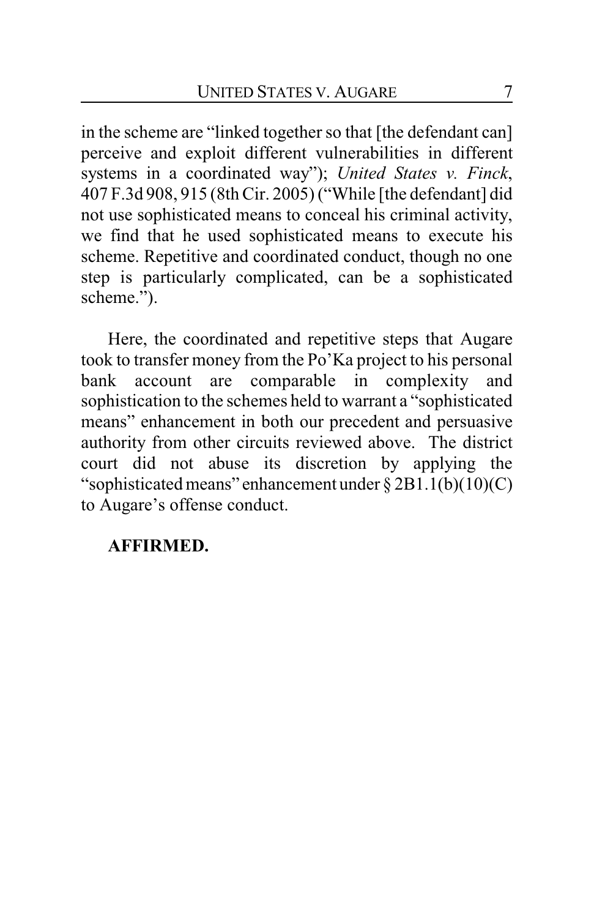in the scheme are "linked together so that [the defendant can] perceive and exploit different vulnerabilities in different systems in a coordinated way"); *United States v. Finck*, 407 F.3d 908, 915 (8th Cir. 2005) ("While [the defendant] did not use sophisticated means to conceal his criminal activity, we find that he used sophisticated means to execute his scheme. Repetitive and coordinated conduct, though no one step is particularly complicated, can be a sophisticated scheme.").

Here, the coordinated and repetitive steps that Augare took to transfer money from the Po'Ka project to his personal bank account are comparable in complexity and sophistication to the schemes held to warrant a "sophisticated means" enhancement in both our precedent and persuasive authority from other circuits reviewed above. The district court did not abuse its discretion by applying the "sophisticated means" enhancement under § 2B1.1(b)(10)(C) to Augare's offense conduct.

**AFFIRMED.**